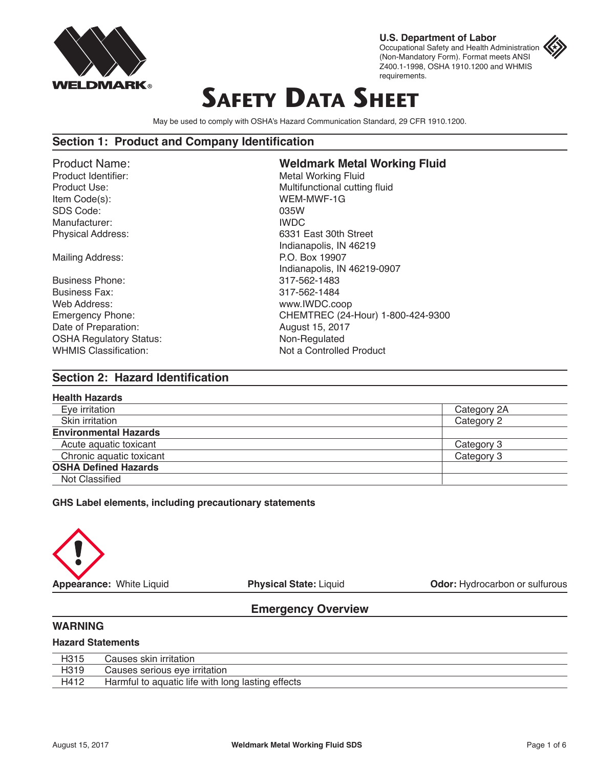**U.S. Department of Labor**
Occupational Safety and Health Administration (Non-Mandatory Form). Format meets ANSI Z400.1-1998, OSHA 1910.1200 and WHMIS requirements.

# Safety Data Sheet

May be used to comply with OSHA's Hazard Communication Standard, 29 CFR 1910.1200.

## Section 1: Product and Company Identification

| | |
|---|---|
| Product Name: | **Weldmark Metal Working Fluid** |
| Product Identifier: | Metal Working Fluid |
| Product Use: | Multifunctional cutting fluid |
| Item Code(s): | WEM-MWF-1G |
| SDS Code: | 035W |
| Manufacturer: | IWDC |
| Physical Address: | 6331 East 30th Street<br>Indianapolis, IN 46219 |
| Mailing Address: | P.O. Box 19907<br>Indianapolis, IN 46219-0907 |
| Business Phone: | 317-562-1483 |
| Business Fax: | 317-562-1484 |
| Web Address: | www.IWDC.coop |
| Emergency Phone: | CHEMTREC (24-Hour) 1-800-424-9300 |
| Date of Preparation: | August 15, 2017 |
| OSHA Regulatory Status: | Non-Regulated |
| WHMIS Classification: | Not a Controlled Product |

## Section 2: Hazard Identification

| **Health Hazards** | |
|---|---|
| Eye irritation | Category 2A |
| Skin irritation | Category 2 |
| **Environmental Hazards** | |
| Acute aquatic toxicant | Category 3 |
| Chronic aquatic toxicant | Category 3 |
| **OSHA Defined Hazards** | |
| Not Classified | |

**GHS Label elements, including precautionary statements**

**Appearance:** White Liquid **Physical State:** Liquid **Odor:** Hydrocarbon or sulfurous

### Emergency Overview

**WARNING**

**Hazard Statements**

| | |
|---|---|
| H315 | Causes skin irritation |
| H319 | Causes serious eye irritation |
| H412 | Harmful to aquatic life with long lasting effects |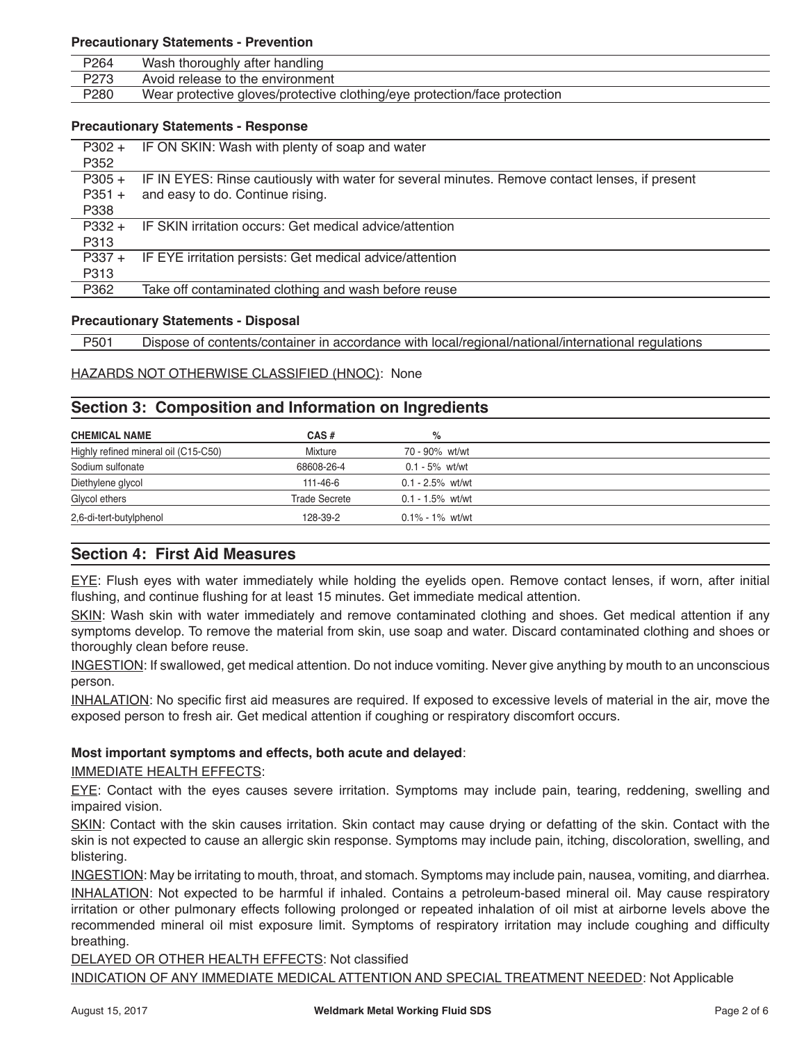**Precautionary Statements - Prevention**

| | |
|---|---|
| P264 | Wash thoroughly after handling |
| P273 | Avoid release to the environment |
| P280 | Wear protective gloves/protective clothing/eye protection/face protection |

**Precautionary Statements - Response**

| | |
|---|---|
| P302 + P352 | IF ON SKIN: Wash with plenty of soap and water |
| P305 + P351 + P338 | IF IN EYES: Rinse cautiously with water for several minutes. Remove contact lenses, if present and easy to do. Continue rising. |
| P332 + P313 | IF SKIN irritation occurs: Get medical advice/attention |
| P337 + P313 | IF EYE irritation persists: Get medical advice/attention |
| P362 | Take off contaminated clothing and wash before reuse |

**Precautionary Statements - Disposal**

| | |
|---|---|
| P501 | Dispose of contents/container in accordance with local/regional/national/international regulations |

HAZARDS NOT OTHERWISE CLASSIFIED (HNOC): None

## Section 3: Composition and Information on Ingredients

| CHEMICAL NAME | CAS # | % |
|---|---|---|
| Highly refined mineral oil (C15-C50) | Mixture | 70 - 90% wt/wt |
| Sodium sulfonate | 68608-26-4 | 0.1 - 5% wt/wt |
| Diethylene glycol | 111-46-6 | 0.1 - 2.5% wt/wt |
| Glycol ethers | Trade Secrete | 0.1 - 1.5% wt/wt |
| 2,6-di-tert-butylphenol | 128-39-2 | 0.1% - 1% wt/wt |

## Section 4: First Aid Measures

EYE: Flush eyes with water immediately while holding the eyelids open. Remove contact lenses, if worn, after initial flushing, and continue flushing for at least 15 minutes. Get immediate medical attention.

SKIN: Wash skin with water immediately and remove contaminated clothing and shoes. Get medical attention if any symptoms develop. To remove the material from skin, use soap and water. Discard contaminated clothing and shoes or thoroughly clean before reuse.

INGESTION: If swallowed, get medical attention. Do not induce vomiting. Never give anything by mouth to an unconscious person.

INHALATION: No specific first aid measures are required. If exposed to excessive levels of material in the air, move the exposed person to fresh air. Get medical attention if coughing or respiratory discomfort occurs.

**Most important symptoms and effects, both acute and delayed**:

IMMEDIATE HEALTH EFFECTS:

EYE: Contact with the eyes causes severe irritation. Symptoms may include pain, tearing, reddening, swelling and impaired vision.

SKIN: Contact with the skin causes irritation. Skin contact may cause drying or defatting of the skin. Contact with the skin is not expected to cause an allergic skin response. Symptoms may include pain, itching, discoloration, swelling, and blistering.

INGESTION: May be irritating to mouth, throat, and stomach. Symptoms may include pain, nausea, vomiting, and diarrhea.

INHALATION: Not expected to be harmful if inhaled. Contains a petroleum-based mineral oil. May cause respiratory irritation or other pulmonary effects following prolonged or repeated inhalation of oil mist at airborne levels above the recommended mineral oil mist exposure limit. Symptoms of respiratory irritation may include coughing and difficulty breathing.

DELAYED OR OTHER HEALTH EFFECTS: Not classified

INDICATION OF ANY IMMEDIATE MEDICAL ATTENTION AND SPECIAL TREATMENT NEEDED: Not Applicable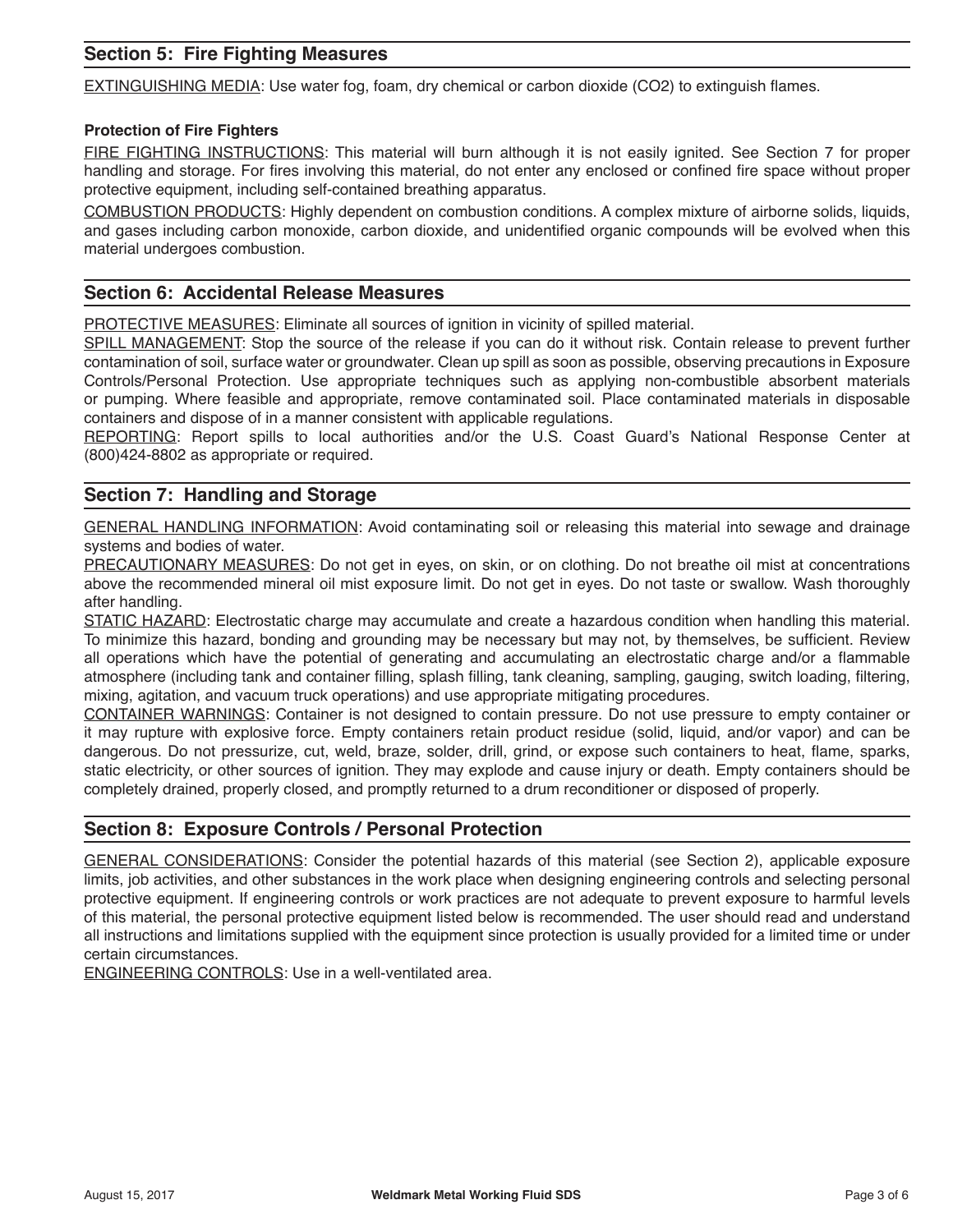## Section 5: Fire Fighting Measures

EXTINGUISHING MEDIA: Use water fog, foam, dry chemical or carbon dioxide ($CO_2$) to extinguish flames.

**Protection of Fire Fighters**

FIRE FIGHTING INSTRUCTIONS: This material will burn although it is not easily ignited. See Section 7 for proper handling and storage. For fires involving this material, do not enter any enclosed or confined fire space without proper protective equipment, including self-contained breathing apparatus.

COMBUSTION PRODUCTS: Highly dependent on combustion conditions. A complex mixture of airborne solids, liquids, and gases including carbon monoxide, carbon dioxide, and unidentified organic compounds will be evolved when this material undergoes combustion.

## Section 6: Accidental Release Measures

PROTECTIVE MEASURES: Eliminate all sources of ignition in vicinity of spilled material.

SPILL MANAGEMENT: Stop the source of the release if you can do it without risk. Contain release to prevent further contamination of soil, surface water or groundwater. Clean up spill as soon as possible, observing precautions in Exposure Controls/Personal Protection. Use appropriate techniques such as applying non-combustible absorbent materials or pumping. Where feasible and appropriate, remove contaminated soil. Place contaminated materials in disposable containers and dispose of in a manner consistent with applicable regulations.

REPORTING: Report spills to local authorities and/or the U.S. Coast Guard's National Response Center at (800)424-8802 as appropriate or required.

## Section 7: Handling and Storage

GENERAL HANDLING INFORMATION: Avoid contaminating soil or releasing this material into sewage and drainage systems and bodies of water.

PRECAUTIONARY MEASURES: Do not get in eyes, on skin, or on clothing. Do not breathe oil mist at concentrations above the recommended mineral oil mist exposure limit. Do not get in eyes. Do not taste or swallow. Wash thoroughly after handling.

STATIC HAZARD: Electrostatic charge may accumulate and create a hazardous condition when handling this material. To minimize this hazard, bonding and grounding may be necessary but may not, by themselves, be sufficient. Review all operations which have the potential of generating and accumulating an electrostatic charge and/or a flammable atmosphere (including tank and container filling, splash filling, tank cleaning, sampling, gauging, switch loading, filtering, mixing, agitation, and vacuum truck operations) and use appropriate mitigating procedures.

CONTAINER WARNINGS: Container is not designed to contain pressure. Do not use pressure to empty container or it may rupture with explosive force. Empty containers retain product residue (solid, liquid, and/or vapor) and can be dangerous. Do not pressurize, cut, weld, braze, solder, drill, grind, or expose such containers to heat, flame, sparks, static electricity, or other sources of ignition. They may explode and cause injury or death. Empty containers should be completely drained, properly closed, and promptly returned to a drum reconditioner or disposed of properly.

## Section 8: Exposure Controls / Personal Protection

GENERAL CONSIDERATIONS: Consider the potential hazards of this material (see Section 2), applicable exposure limits, job activities, and other substances in the work place when designing engineering controls and selecting personal protective equipment. If engineering controls or work practices are not adequate to prevent exposure to harmful levels of this material, the personal protective equipment listed below is recommended. The user should read and understand all instructions and limitations supplied with the equipment since protection is usually provided for a limited time or under certain circumstances.

ENGINEERING CONTROLS: Use in a well-ventilated area.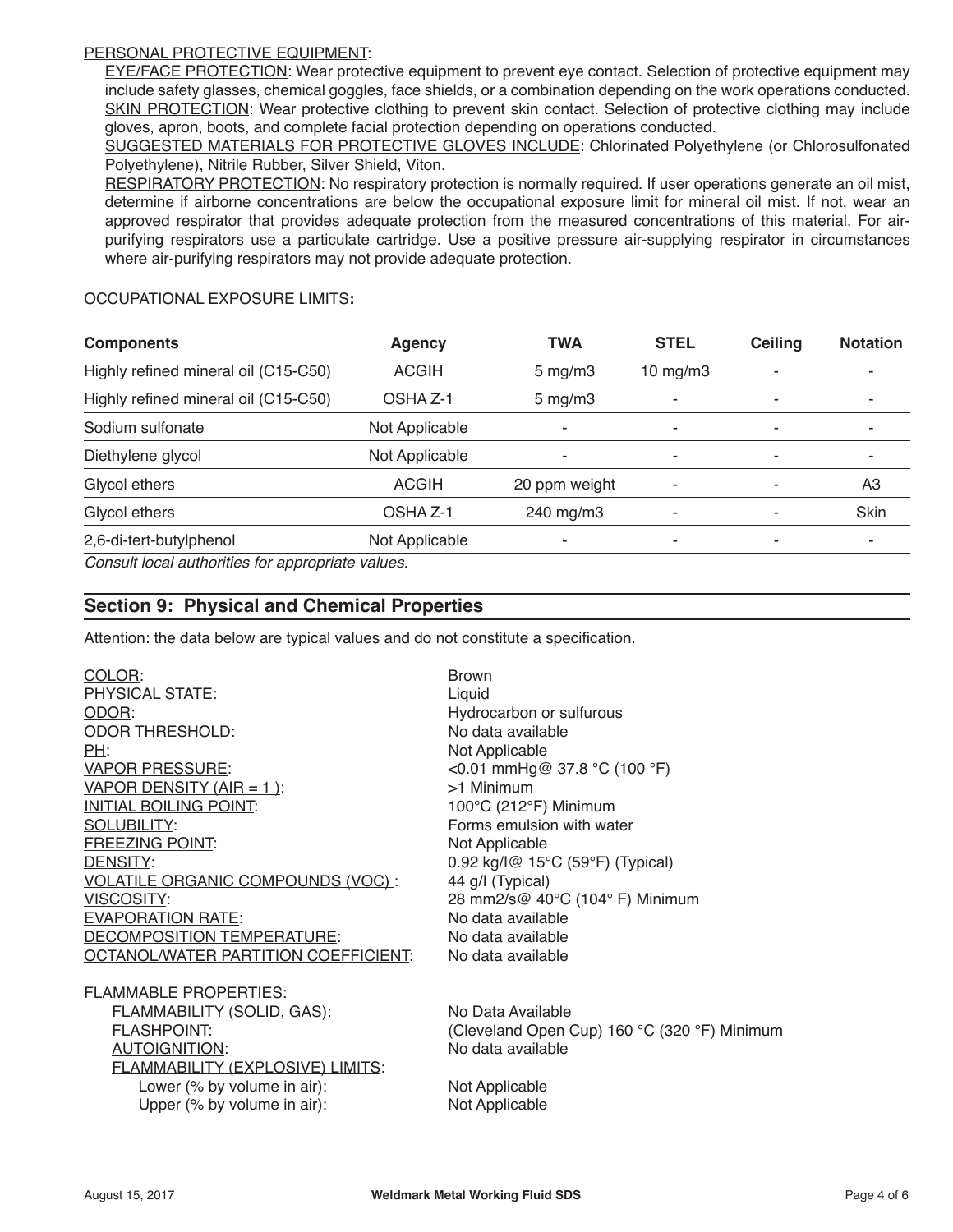PERSONAL PROTECTIVE EQUIPMENT:

EYE/FACE PROTECTION: Wear protective equipment to prevent eye contact. Selection of protective equipment may include safety glasses, chemical goggles, face shields, or a combination depending on the work operations conducted.

SKIN PROTECTION: Wear protective clothing to prevent skin contact. Selection of protective clothing may include gloves, apron, boots, and complete facial protection depending on operations conducted.

SUGGESTED MATERIALS FOR PROTECTIVE GLOVES INCLUDE: Chlorinated Polyethylene (or Chlorosulfonated Polyethylene), Nitrile Rubber, Silver Shield, Viton.

RESPIRATORY PROTECTION: No respiratory protection is normally required. If user operations generate an oil mist, determine if airborne concentrations are below the occupational exposure limit for mineral oil mist. If not, wear an approved respirator that provides adequate protection from the measured concentrations of this material. For air-purifying respirators use a particulate cartridge. Use a positive pressure air-supplying respirator in circumstances where air-purifying respirators may not provide adequate protection.

OCCUPATIONAL EXPOSURE LIMITS**:**

| Components | Agency | TWA | STEL | Ceiling | Notation |
|---|---|---|---|---|---|
| Highly refined mineral oil (C15-C50) | ACGIH | 5 mg/m3 | 10 mg/m3 | - | - |
| Highly refined mineral oil (C15-C50) | OSHA Z-1 | 5 mg/m3 | - | - | - |
| Sodium sulfonate | Not Applicable | - | - | - | - |
| Diethylene glycol | Not Applicable | - | - | - | - |
| Glycol ethers | ACGIH | 20 ppm weight | - | - | A3 |
| Glycol ethers | OSHA Z-1 | 240 mg/m3 | - | - | Skin |
| 2,6-di-tert-butylphenol | Not Applicable | - | - | - | - |

*Consult local authorities for appropriate values.*

## Section 9: Physical and Chemical Properties

Attention: the data below are typical values and do not constitute a specification.

COLOR: Brown
PHYSICAL STATE: Liquid
ODOR: Hydrocarbon or sulfurous
ODOR THRESHOLD: No data available
PH: Not Applicable
VAPOR PRESSURE: <0.01 mmHg@ 37.8 °C (100 °F)
VAPOR DENSITY (AIR = 1 ): >1 Minimum
INITIAL BOILING POINT: 100°C (212°F) Minimum
SOLUBILITY: Forms emulsion with water
FREEZING POINT: Not Applicable
DENSITY: 0.92 kg/l@ 15°C (59°F) (Typical)
VOLATILE ORGANIC COMPOUNDS (VOC) : 44 g/l (Typical)
VISCOSITY: 28 mm2/s@ 40°C (104° F) Minimum
EVAPORATION RATE: No data available
DECOMPOSITION TEMPERATURE: No data available
OCTANOL/WATER PARTITION COEFFICIENT: No data available

FLAMMABLE PROPERTIES:

- FLAMMABILITY (SOLID, GAS): No Data Available
- FLASHPOINT: (Cleveland Open Cup) 160 °C (320 °F) Minimum
- AUTOIGNITION: No data available
- FLAMMABILITY (EXPLOSIVE) LIMITS:
  - Lower (% by volume in air): Not Applicable
  - Upper (% by volume in air): Not Applicable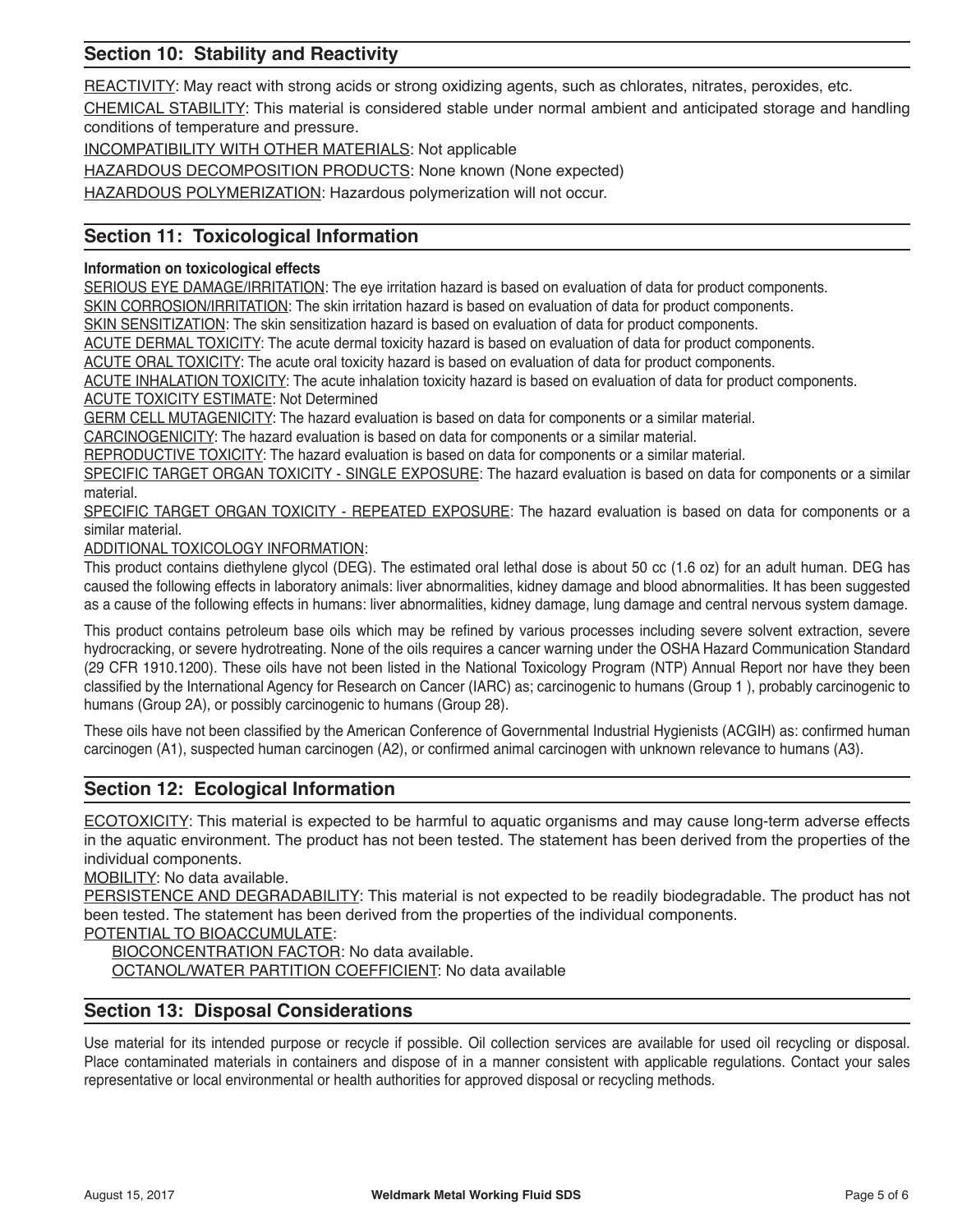## Section 10: Stability and Reactivity

REACTIVITY: May react with strong acids or strong oxidizing agents, such as chlorates, nitrates, peroxides, etc.

CHEMICAL STABILITY: This material is considered stable under normal ambient and anticipated storage and handling conditions of temperature and pressure.

INCOMPATIBILITY WITH OTHER MATERIALS: Not applicable

HAZARDOUS DECOMPOSITION PRODUCTS: None known (None expected)

HAZARDOUS POLYMERIZATION: Hazardous polymerization will not occur.

## Section 11: Toxicological Information

**Information on toxicological effects**

SERIOUS EYE DAMAGE/IRRITATION: The eye irritation hazard is based on evaluation of data for product components.

SKIN CORROSION/IRRITATION: The skin irritation hazard is based on evaluation of data for product components.

SKIN SENSITIZATION: The skin sensitization hazard is based on evaluation of data for product components.

ACUTE DERMAL TOXICITY: The acute dermal toxicity hazard is based on evaluation of data for product components.

ACUTE ORAL TOXICITY: The acute oral toxicity hazard is based on evaluation of data for product components.

ACUTE INHALATION TOXICITY: The acute inhalation toxicity hazard is based on evaluation of data for product components.

ACUTE TOXICITY ESTIMATE: Not Determined

GERM CELL MUTAGENICITY: The hazard evaluation is based on data for components or a similar material.

CARCINOGENICITY: The hazard evaluation is based on data for components or a similar material.

REPRODUCTIVE TOXICITY: The hazard evaluation is based on data for components or a similar material.

SPECIFIC TARGET ORGAN TOXICITY - SINGLE EXPOSURE: The hazard evaluation is based on data for components or a similar material.

SPECIFIC TARGET ORGAN TOXICITY - REPEATED EXPOSURE: The hazard evaluation is based on data for components or a similar material.

ADDITIONAL TOXICOLOGY INFORMATION:

This product contains diethylene glycol (DEG). The estimated oral lethal dose is about 50 cc (1.6 oz) for an adult human. DEG has caused the following effects in laboratory animals: liver abnormalities, kidney damage and blood abnormalities. It has been suggested as a cause of the following effects in humans: liver abnormalities, kidney damage, lung damage and central nervous system damage.

This product contains petroleum base oils which may be refined by various processes including severe solvent extraction, severe hydrocracking, or severe hydrotreating. None of the oils requires a cancer warning under the OSHA Hazard Communication Standard (29 CFR 1910.1200). These oils have not been listed in the National Toxicology Program (NTP) Annual Report nor have they been classified by the International Agency for Research on Cancer (IARC) as; carcinogenic to humans (Group 1 ), probably carcinogenic to humans (Group 2A), or possibly carcinogenic to humans (Group 28).

These oils have not been classified by the American Conference of Governmental Industrial Hygienists (ACGIH) as: confirmed human carcinogen (A1), suspected human carcinogen (A2), or confirmed animal carcinogen with unknown relevance to humans (A3).

## Section 12: Ecological Information

ECOTOXICITY: This material is expected to be harmful to aquatic organisms and may cause long-term adverse effects in the aquatic environment. The product has not been tested. The statement has been derived from the properties of the individual components.

MOBILITY: No data available.

PERSISTENCE AND DEGRADABILITY: This material is not expected to be readily biodegradable. The product has not been tested. The statement has been derived from the properties of the individual components.

POTENTIAL TO BIOACCUMULATE:

- BIOCONCENTRATION FACTOR: No data available.
- OCTANOL/WATER PARTITION COEFFICIENT: No data available

## Section 13: Disposal Considerations

Use material for its intended purpose or recycle if possible. Oil collection services are available for used oil recycling or disposal. Place contaminated materials in containers and dispose of in a manner consistent with applicable regulations. Contact your sales representative or local environmental or health authorities for approved disposal or recycling methods.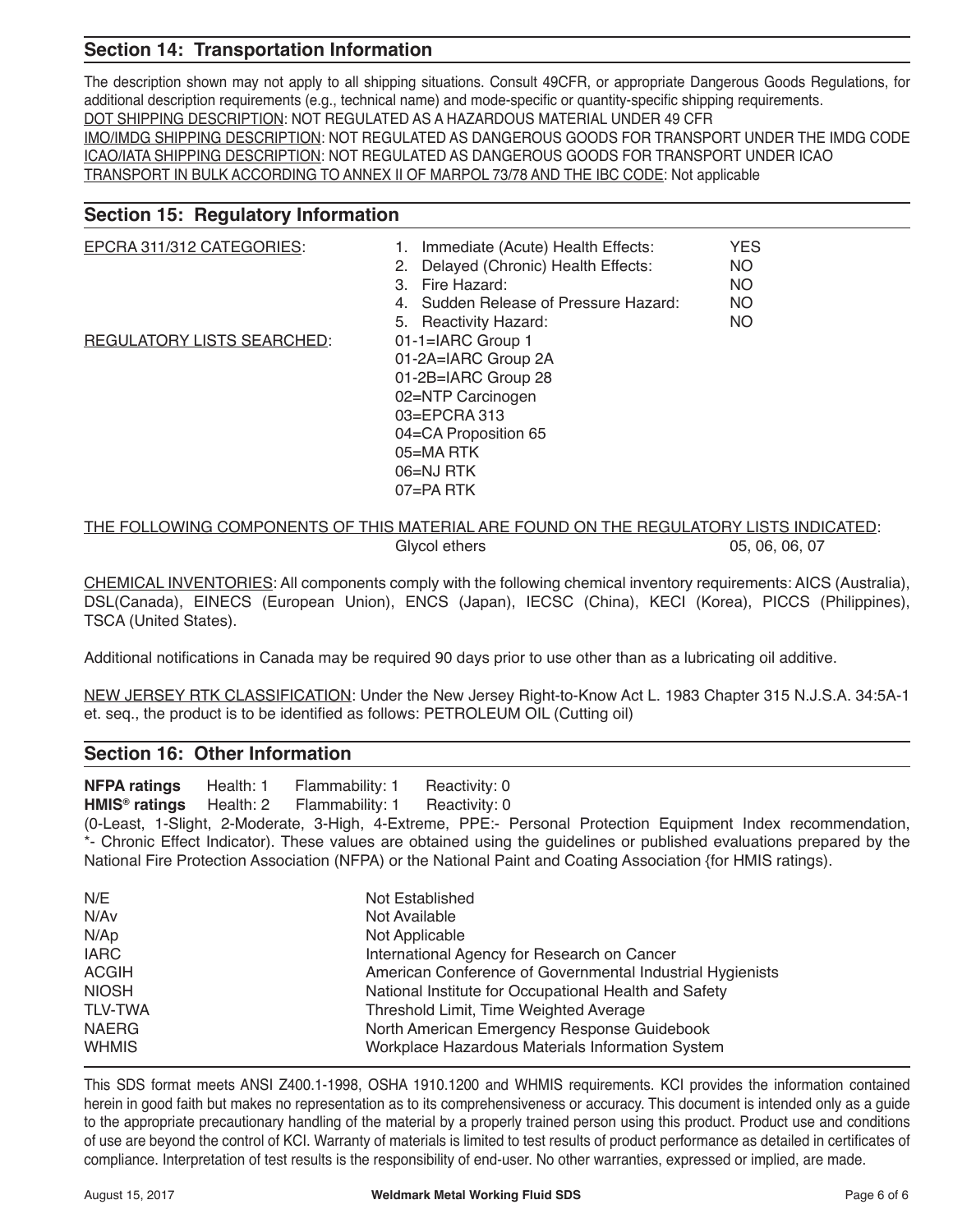## Section 14: Transportation Information

The description shown may not apply to all shipping situations. Consult 49CFR, or appropriate Dangerous Goods Regulations, for additional description requirements (e.g., technical name) and mode-specific or quantity-specific shipping requirements.

DOT SHIPPING DESCRIPTION: NOT REGULATED AS A HAZARDOUS MATERIAL UNDER 49 CFR

IMO/IMDG SHIPPING DESCRIPTION: NOT REGULATED AS DANGEROUS GOODS FOR TRANSPORT UNDER THE IMDG CODE

ICAO/IATA SHIPPING DESCRIPTION: NOT REGULATED AS DANGEROUS GOODS FOR TRANSPORT UNDER ICAO

TRANSPORT IN BULK ACCORDING TO ANNEX II OF MARPOL 73/78 AND THE IBC CODE: Not applicable

## Section 15: Regulatory Information

EPCRA 311/312 CATEGORIES:

1. Immediate (Acute) Health Effects: YES
2. Delayed (Chronic) Health Effects: NO
3. Fire Hazard: NO
4. Sudden Release of Pressure Hazard: NO
5. Reactivity Hazard: NO

REGULATORY LISTS SEARCHED:

01-1=IARC Group 1
01-2A=IARC Group 2A
01-2B=IARC Group 28
02=NTP Carcinogen
03=EPCRA 313
04=CA Proposition 65
05=MA RTK
06=NJ RTK
07=PA RTK

THE FOLLOWING COMPONENTS OF THIS MATERIAL ARE FOUND ON THE REGULATORY LISTS INDICATED:

Glycol ethers 05, 06, 06, 07

CHEMICAL INVENTORIES: All components comply with the following chemical inventory requirements: AICS (Australia), DSL(Canada), EINECS (European Union), ENCS (Japan), IECSC (China), KECI (Korea), PICCS (Philippines), TSCA (United States).

Additional notifications in Canada may be required 90 days prior to use other than as a lubricating oil additive.

NEW JERSEY RTK CLASSIFICATION: Under the New Jersey Right-to-Know Act L. 1983 Chapter 315 N.J.S.A. 34:5A-1 et. seq., the product is to be identified as follows: PETROLEUM OIL (Cutting oil)

## Section 16: Other Information

**NFPA ratings** Health: 1 Flammability: 1 Reactivity: 0
**HMIS® ratings** Health: 2 Flammability: 1 Reactivity: 0

(0-Least, 1-Slight, 2-Moderate, 3-High, 4-Extreme, PPE:- Personal Protection Equipment Index recommendation, *- Chronic Effect Indicator). These values are obtained using the guidelines or published evaluations prepared by the National Fire Protection Association (NFPA) or the National Paint and Coating Association {for HMIS ratings).

| | |
|---|---|
| N/E | Not Established |
| N/Av | Not Available |
| N/Ap | Not Applicable |
| IARC | International Agency for Research on Cancer |
| ACGIH | American Conference of Governmental Industrial Hygienists |
| NIOSH | National Institute for Occupational Health and Safety |
| TLV-TWA | Threshold Limit, Time Weighted Average |
| NAERG | North American Emergency Response Guidebook |
| WHMIS | Workplace Hazardous Materials Information System |

This SDS format meets ANSI Z400.1-1998, OSHA 1910.1200 and WHMIS requirements. KCI provides the information contained herein in good faith but makes no representation as to its comprehensiveness or accuracy. This document is intended only as a guide to the appropriate precautionary handling of the material by a properly trained person using this product. Product use and conditions of use are beyond the control of KCI. Warranty of materials is limited to test results of product performance as detailed in certificates of compliance. Interpretation of test results is the responsibility of end-user. No other warranties, expressed or implied, are made.

August 15, 2017 **Weldmark Metal Working Fluid SDS**